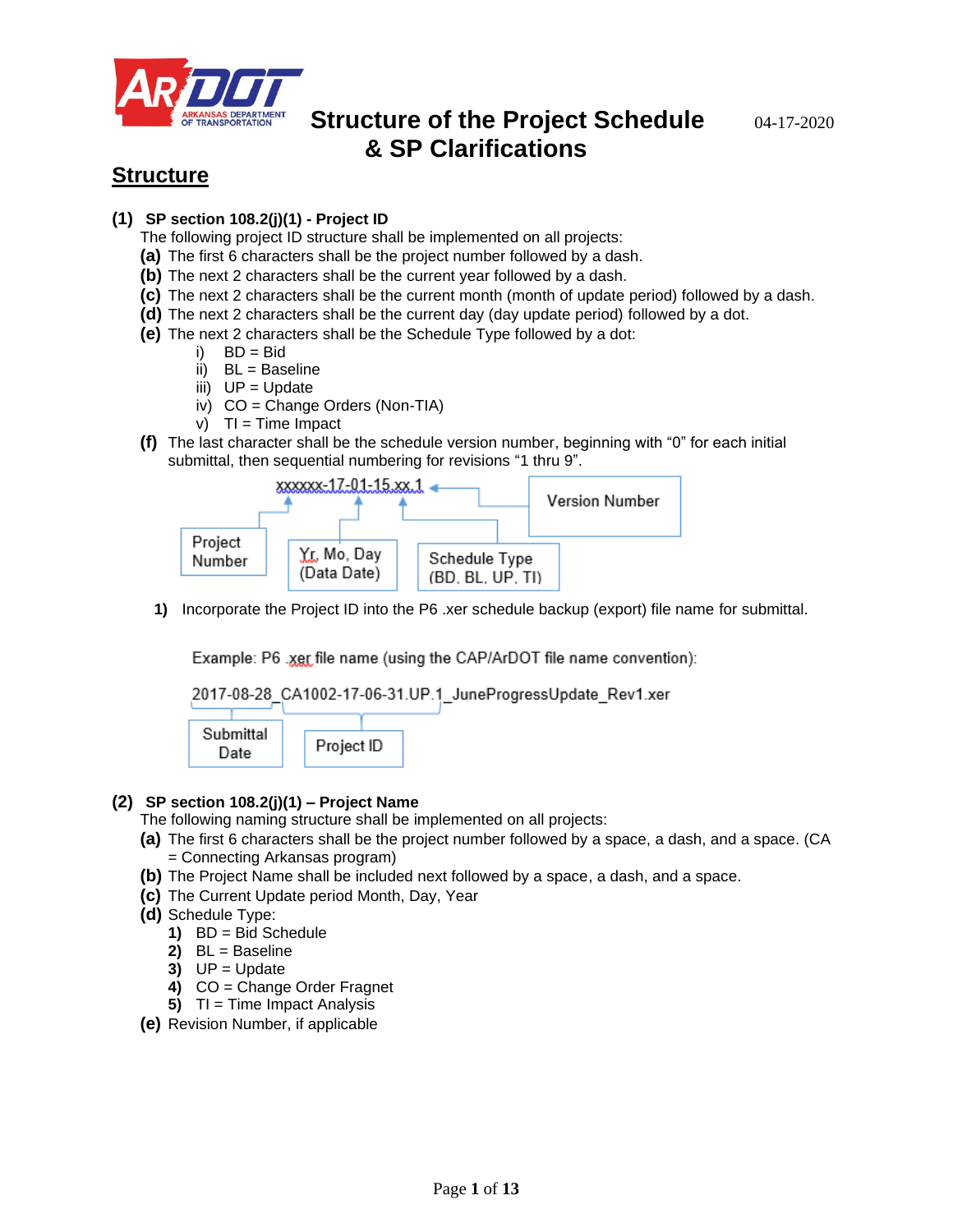# Structure of the Project Schedule & SP Clarifications

04-17-2020

## Structure

**(1) SP section 108.2(j)(1) - Project ID**

The following project ID structure shall be implemented on all projects:

**(a)** The first 6 characters shall be the project number followed by a dash.

**(b)** The next 2 characters shall be the current year followed by a dash.

**(c)** The next 2 characters shall be the current month (month of update period) followed by a dash.

**(d)** The next 2 characters shall be the current day (day update period) followed by a dot.

**(e)** The next 2 characters shall be the Schedule Type followed by a dot:

- i) BD = Bid
- ii) BL = Baseline
- iii) UP = Update
- iv) CO = Change Orders (Non-TIA)
- v) TI = Time Impact

**(f)** The last character shall be the schedule version number, beginning with "0" for each initial submittal, then sequential numbering for revisions "1 thru 9".

xxxxxx-17-01-15.xx.1

- Project Number
- Yr, Mo, Day (Data Date)
- Schedule Type (BD, BL, UP, TI)
- Version Number

**1)** Incorporate the Project ID into the P6 .xer schedule backup (export) file name for submittal.

Example: P6 .xer file name (using the CAP/ArDOT file name convention):

2017-08-28_CA1002-17-06-31.UP.1_JuneProgressUpdate_Rev1.xer

- Submittal Date
- Project ID

**(2) SP section 108.2(j)(1) – Project Name**

The following naming structure shall be implemented on all projects:

**(a)** The first 6 characters shall be the project number followed by a space, a dash, and a space. (CA = Connecting Arkansas program)

**(b)** The Project Name shall be included next followed by a space, a dash, and a space.

**(c)** The Current Update period Month, Day, Year

**(d)** Schedule Type:

- **1)** BD = Bid Schedule
- **2)** BL = Baseline
- **3)** UP = Update
- **4)** CO = Change Order Fragnet
- **5)** TI = Time Impact Analysis

**(e)** Revision Number, if applicable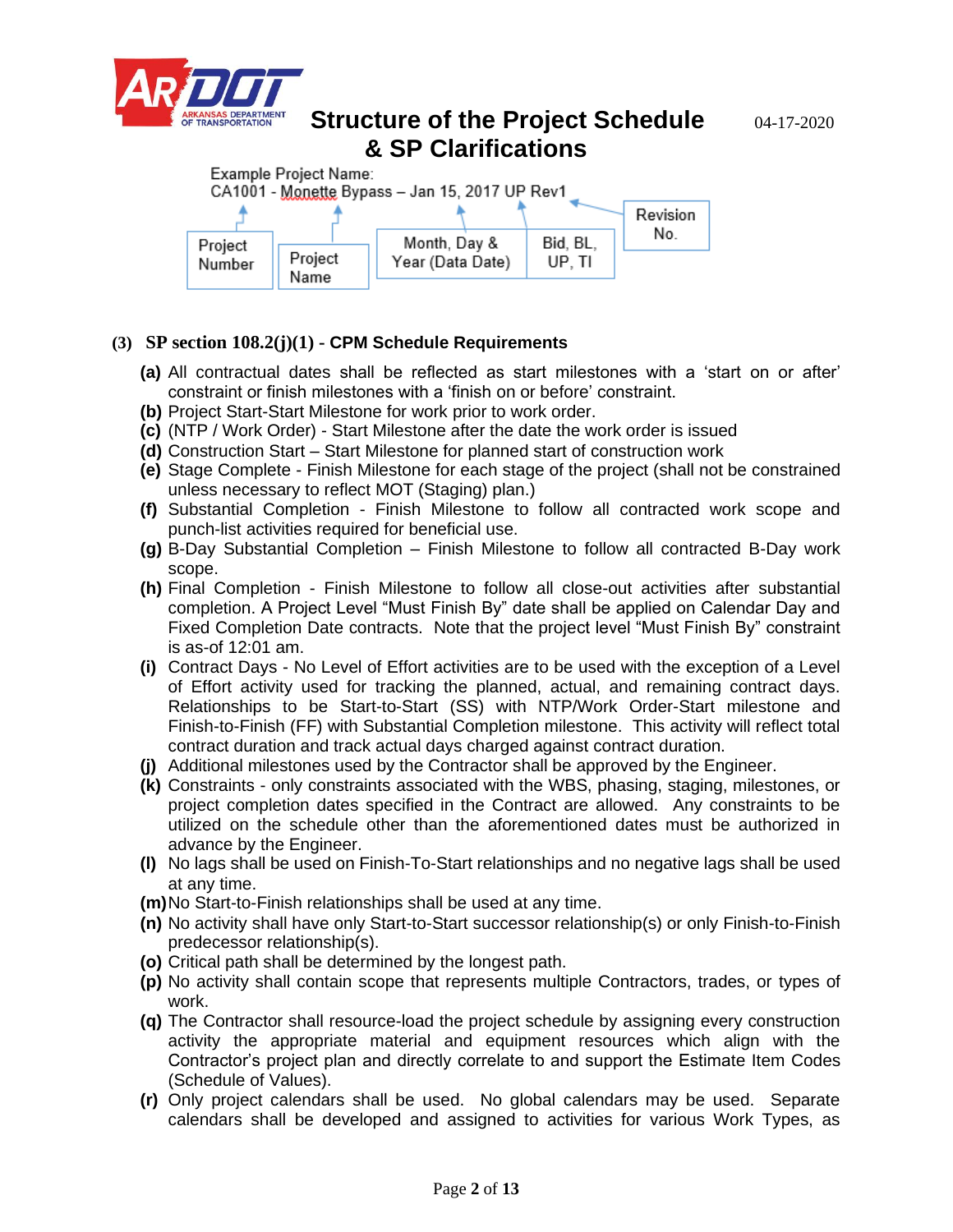# Structure of the Project Schedule & SP Clarifications

04-17-2020

Example Project Name:
CA1001 - Monette Bypass – Jan 15, 2017 UP Rev1

| Project Number | Project Name | Month, Day & Year (Data Date) | Bid, BL, UP, TI | Revision No. |
|---|---|---|---|---|

**(3) SP section 108.2(j)(1) - CPM Schedule Requirements**

- **(a)** All contractual dates shall be reflected as start milestones with a 'start on or after' constraint or finish milestones with a 'finish on or before' constraint.
- **(b)** Project Start-Start Milestone for work prior to work order.
- **(c)** (NTP / Work Order) - Start Milestone after the date the work order is issued
- **(d)** Construction Start – Start Milestone for planned start of construction work
- **(e)** Stage Complete - Finish Milestone for each stage of the project (shall not be constrained unless necessary to reflect MOT (Staging) plan.)
- **(f)** Substantial Completion - Finish Milestone to follow all contracted work scope and punch-list activities required for beneficial use.
- **(g)** B-Day Substantial Completion – Finish Milestone to follow all contracted B-Day work scope.
- **(h)** Final Completion - Finish Milestone to follow all close-out activities after substantial completion. A Project Level "Must Finish By" date shall be applied on Calendar Day and Fixed Completion Date contracts. Note that the project level "Must Finish By" constraint is as-of 12:01 am.
- **(i)** Contract Days - No Level of Effort activities are to be used with the exception of a Level of Effort activity used for tracking the planned, actual, and remaining contract days. Relationships to be Start-to-Start (SS) with NTP/Work Order-Start milestone and Finish-to-Finish (FF) with Substantial Completion milestone. This activity will reflect total contract duration and track actual days charged against contract duration.
- **(j)** Additional milestones used by the Contractor shall be approved by the Engineer.
- **(k)** Constraints - only constraints associated with the WBS, phasing, staging, milestones, or project completion dates specified in the Contract are allowed. Any constraints to be utilized on the schedule other than the aforementioned dates must be authorized in advance by the Engineer.
- **(l)** No lags shall be used on Finish-To-Start relationships and no negative lags shall be used at any time.
- **(m)** No Start-to-Finish relationships shall be used at any time.
- **(n)** No activity shall have only Start-to-Start successor relationship(s) or only Finish-to-Finish predecessor relationship(s).
- **(o)** Critical path shall be determined by the longest path.
- **(p)** No activity shall contain scope that represents multiple Contractors, trades, or types of work.
- **(q)** The Contractor shall resource-load the project schedule by assigning every construction activity the appropriate material and equipment resources which align with the Contractor's project plan and directly correlate to and support the Estimate Item Codes (Schedule of Values).
- **(r)** Only project calendars shall be used. No global calendars may be used. Separate calendars shall be developed and assigned to activities for various Work Types, as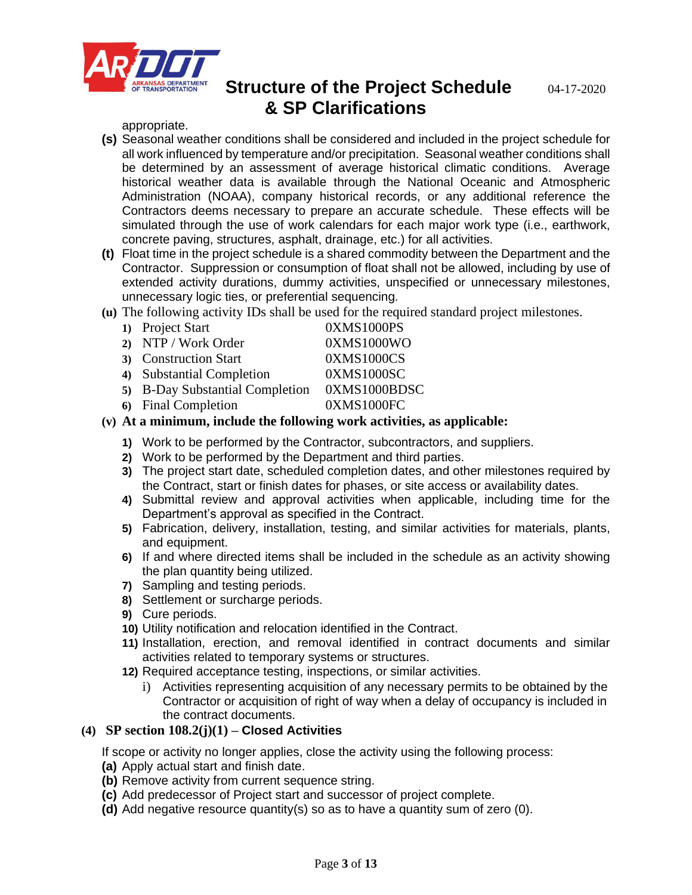appropriate.

**(s)** Seasonal weather conditions shall be considered and included in the project schedule for all work influenced by temperature and/or precipitation. Seasonal weather conditions shall be determined by an assessment of average historical climatic conditions. Average historical weather data is available through the National Oceanic and Atmospheric Administration (NOAA), company historical records, or any additional reference the Contractors deems necessary to prepare an accurate schedule. These effects will be simulated through the use of work calendars for each major work type (i.e., earthwork, concrete paving, structures, asphalt, drainage, etc.) for all activities.

**(t)** Float time in the project schedule is a shared commodity between the Department and the Contractor. Suppression or consumption of float shall not be allowed, including by use of extended activity durations, dummy activities, unspecified or unnecessary milestones, unnecessary logic ties, or preferential sequencing.

**(u)** The following activity IDs shall be used for the required standard project milestones.

1) Project Start — 0XMS1000PS
2) NTP / Work Order — 0XMS1000WO
3) Construction Start — 0XMS1000CS
4) Substantial Completion — 0XMS1000SC
5) B-Day Substantial Completion — 0XMS1000BDSC
6) Final Completion — 0XMS1000FC

**(v) At a minimum, include the following work activities, as applicable:**

1) Work to be performed by the Contractor, subcontractors, and suppliers.
2) Work to be performed by the Department and third parties.
3) The project start date, scheduled completion dates, and other milestones required by the Contract, start or finish dates for phases, or site access or availability dates.
4) Submittal review and approval activities when applicable, including time for the Department's approval as specified in the Contract.
5) Fabrication, delivery, installation, testing, and similar activities for materials, plants, and equipment.
6) If and where directed items shall be included in the schedule as an activity showing the plan quantity being utilized.
7) Sampling and testing periods.
8) Settlement or surcharge periods.
9) Cure periods.
10) Utility notification and relocation identified in the Contract.
11) Installation, erection, and removal identified in contract documents and similar activities related to temporary systems or structures.
12) Required acceptance testing, inspections, or similar activities.
    i) Activities representing acquisition of any necessary permits to be obtained by the Contractor or acquisition of right of way when a delay of occupancy is included in the contract documents.

## (4) SP section 108.2(j)(1) – Closed Activities

If scope or activity no longer applies, close the activity using the following process:

**(a)** Apply actual start and finish date.

**(b)** Remove activity from current sequence string.

**(c)** Add predecessor of Project start and successor of project complete.

**(d)** Add negative resource quantity(s) so as to have a quantity sum of zero (0).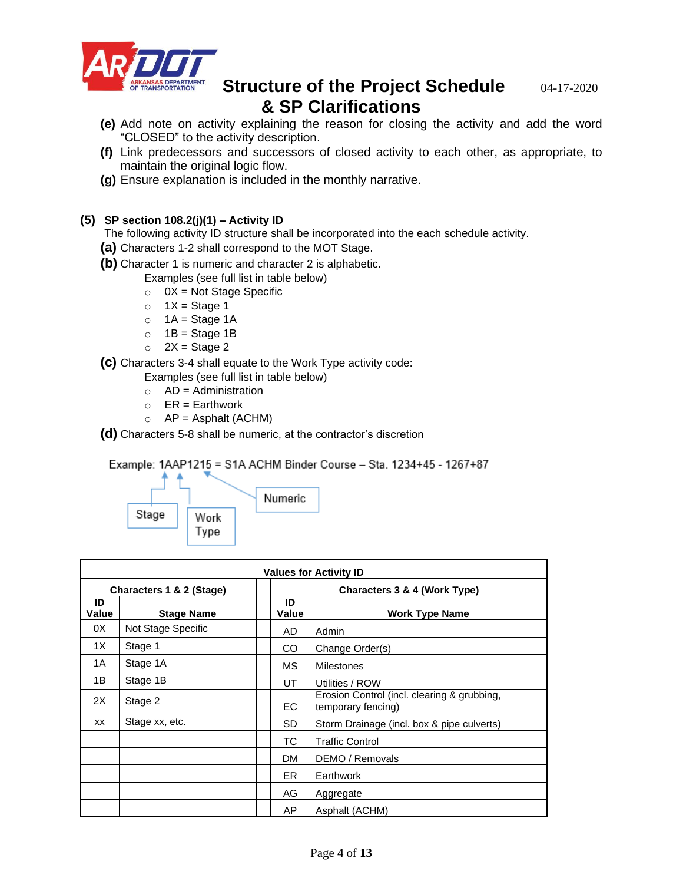**(e)** Add note on activity explaining the reason for closing the activity and add the word "CLOSED" to the activity description.

**(f)** Link predecessors and successors of closed activity to each other, as appropriate, to maintain the original logic flow.

**(g)** Ensure explanation is included in the monthly narrative.

**(5) SP section 108.2(j)(1) – Activity ID**

The following activity ID structure shall be incorporated into the each schedule activity.

**(a)** Characters 1-2 shall correspond to the MOT Stage.

**(b)** Character 1 is numeric and character 2 is alphabetic.

Examples (see full list in table below)

- 0X = Not Stage Specific
- 1X = Stage 1
- 1A = Stage 1A
- 1B = Stage 1B
- 2X = Stage 2

**(c)** Characters 3-4 shall equate to the Work Type activity code:

Examples (see full list in table below)

- AD = Administration
- ER = Earthwork
- AP = Asphalt (ACHM)

**(d)** Characters 5-8 shall be numeric, at the contractor's discretion

Example: 1AAP1215 = S1A ACHM Binder Course – Sta. 1234+45 - 1267+87

Stage | Work Type | Numeric

| **Values for Activity ID** | | | |
|---|---|---|---|
| **Characters 1 & 2 (Stage)** | | **Characters 3 & 4 (Work Type)** | |
| **ID Value** | **Stage Name** | **ID Value** | **Work Type Name** |
| 0X | Not Stage Specific | AD | Admin |
| 1X | Stage 1 | CO | Change Order(s) |
| 1A | Stage 1A | MS | Milestones |
| 1B | Stage 1B | UT | Utilities / ROW |
| 2X | Stage 2 | EC | Erosion Control (incl. clearing & grubbing, temporary fencing) |
| xx | Stage xx, etc. | SD | Storm Drainage (incl. box & pipe culverts) |
| | | TC | Traffic Control |
| | | DM | DEMO / Removals |
| | | ER | Earthwork |
| | | AG | Aggregate |
| | | AP | Asphalt (ACHM) |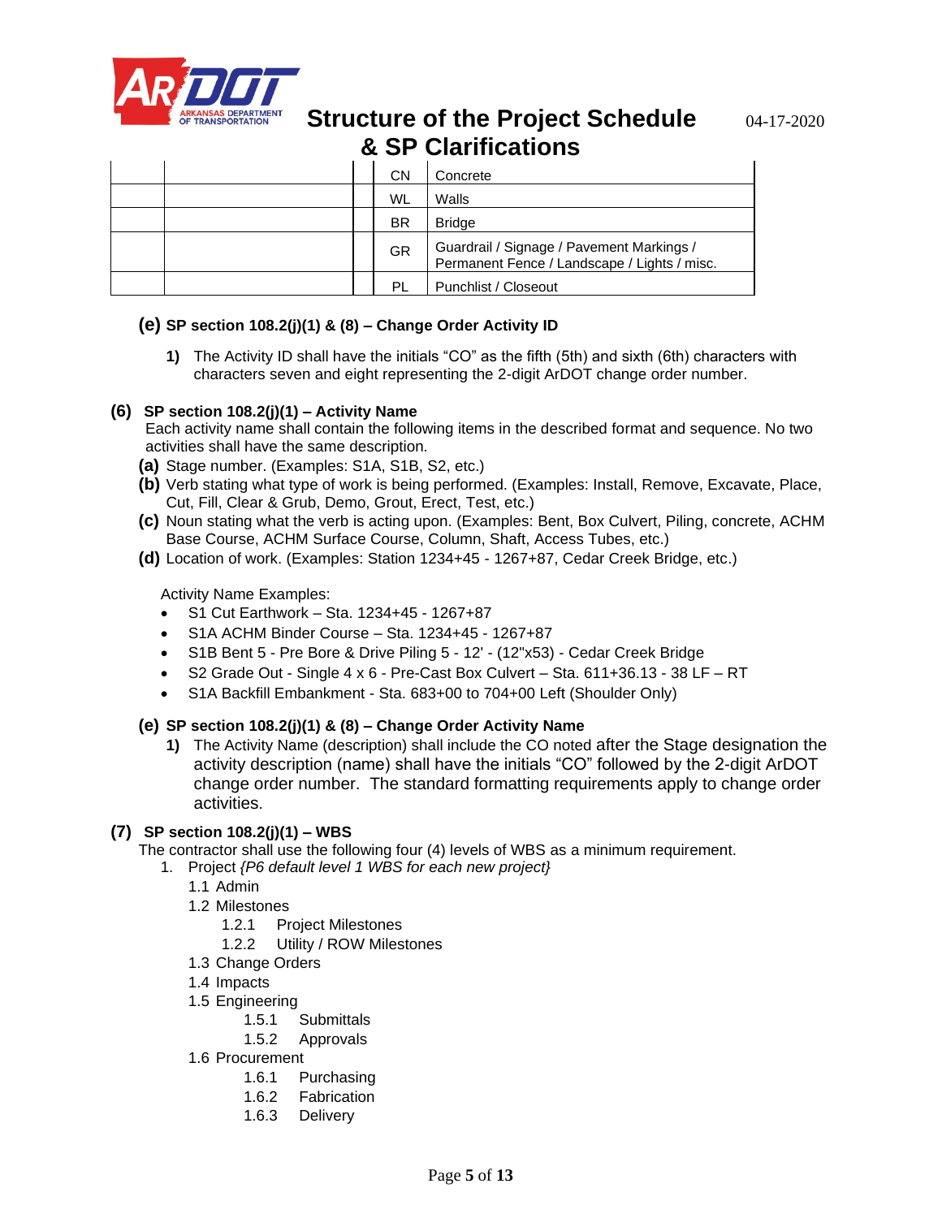| | | | CN | Concrete |
|---|---|---|---|---|
| | | | WL | Walls |
| | | | BR | Bridge |
| | | | GR | Guardrail / Signage / Pavement Markings / Permanent Fence / Landscape / Lights / misc. |
| | | | PL | Punchlist / Closeout |

**(e) SP section 108.2(j)(1) & (8) – Change Order Activity ID**

**1)** The Activity ID shall have the initials "CO" as the fifth (5th) and sixth (6th) characters with characters seven and eight representing the 2-digit ArDOT change order number.

**(6) SP section 108.2(j)(1) – Activity Name**

Each activity name shall contain the following items in the described format and sequence. No two activities shall have the same description.

**(a)** Stage number. (Examples: S1A, S1B, S2, etc.)

**(b)** Verb stating what type of work is being performed. (Examples: Install, Remove, Excavate, Place, Cut, Fill, Clear & Grub, Demo, Grout, Erect, Test, etc.)

**(c)** Noun stating what the verb is acting upon. (Examples: Bent, Box Culvert, Piling, concrete, ACHM Base Course, ACHM Surface Course, Column, Shaft, Access Tubes, etc.)

**(d)** Location of work. (Examples: Station 1234+45 - 1267+87, Cedar Creek Bridge, etc.)

Activity Name Examples:

- S1 Cut Earthwork – Sta. 1234+45 - 1267+87
- S1A ACHM Binder Course – Sta. 1234+45 - 1267+87
- S1B Bent 5 - Pre Bore & Drive Piling 5 - 12' - (12"x53) - Cedar Creek Bridge
- S2 Grade Out - Single 4 x 6 - Pre-Cast Box Culvert – Sta. 611+36.13 - 38 LF – RT
- S1A Backfill Embankment - Sta. 683+00 to 704+00 Left (Shoulder Only)

**(e) SP section 108.2(j)(1) & (8) – Change Order Activity Name**

**1)** The Activity Name (description) shall include the CO noted after the Stage designation the activity description (name) shall have the initials "CO" followed by the 2-digit ArDOT change order number. The standard formatting requirements apply to change order activities.

**(7) SP section 108.2(j)(1) – WBS**

The contractor shall use the following four (4) levels of WBS as a minimum requirement.

1. Project *{P6 default level 1 WBS for each new project}*
   - 1.1 Admin
   - 1.2 Milestones
     - 1.2.1 Project Milestones
     - 1.2.2 Utility / ROW Milestones
   - 1.3 Change Orders
   - 1.4 Impacts
   - 1.5 Engineering
     - 1.5.1 Submittals
     - 1.5.2 Approvals
   - 1.6 Procurement
     - 1.6.1 Purchasing
     - 1.6.2 Fabrication
     - 1.6.3 Delivery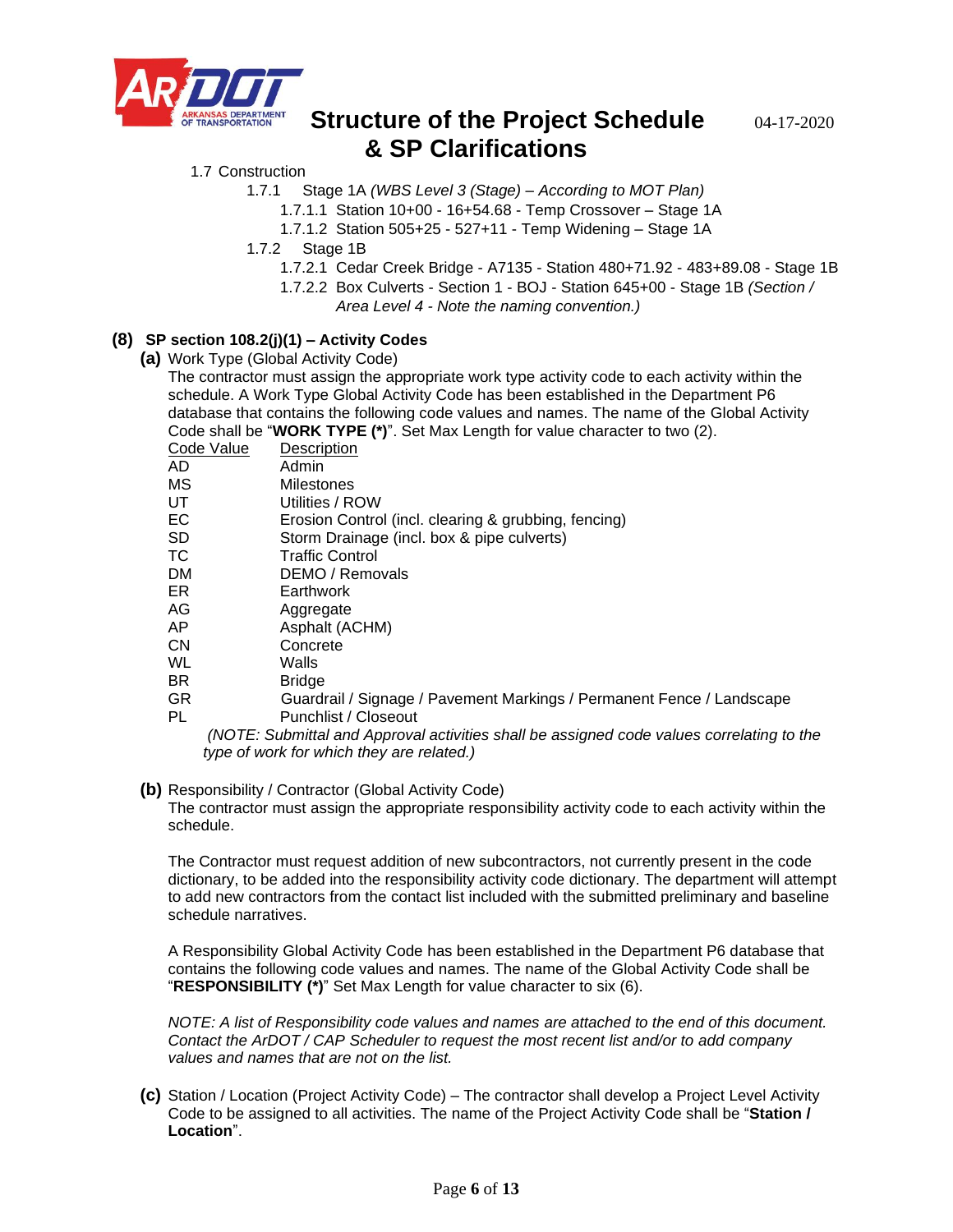1.7 Construction

- 1.7.1 Stage 1A *(WBS Level 3 (Stage) – According to MOT Plan)*
  - 1.7.1.1 Station 10+00 - 16+54.68 - Temp Crossover – Stage 1A
  - 1.7.1.2 Station 505+25 - 527+11 - Temp Widening – Stage 1A
- 1.7.2 Stage 1B
  - 1.7.2.1 Cedar Creek Bridge - A7135 - Station 480+71.92 - 483+89.08 - Stage 1B
  - 1.7.2.2 Box Culverts - Section 1 - BOJ - Station 645+00 - Stage 1B *(Section / Area Level 4 - Note the naming convention.)*

## (8) SP section 108.2(j)(1) – Activity Codes

**(a)** Work Type (Global Activity Code)

The contractor must assign the appropriate work type activity code to each activity within the schedule. A Work Type Global Activity Code has been established in the Department P6 database that contains the following code values and names. The name of the Global Activity Code shall be "**WORK TYPE (*)**". Set Max Length for value character to two (2).

| Code Value | Description |
|---|---|
| AD | Admin |
| MS | Milestones |
| UT | Utilities / ROW |
| EC | Erosion Control (incl. clearing & grubbing, fencing) |
| SD | Storm Drainage (incl. box & pipe culverts) |
| TC | Traffic Control |
| DM | DEMO / Removals |
| ER | Earthwork |
| AG | Aggregate |
| AP | Asphalt (ACHM) |
| CN | Concrete |
| WL | Walls |
| BR | Bridge |
| GR | Guardrail / Signage / Pavement Markings / Permanent Fence / Landscape |
| PL | Punchlist / Closeout |

*(NOTE: Submittal and Approval activities shall be assigned code values correlating to the type of work for which they are related.)*

**(b)** Responsibility / Contractor (Global Activity Code)

The contractor must assign the appropriate responsibility activity code to each activity within the schedule.

The Contractor must request addition of new subcontractors, not currently present in the code dictionary, to be added into the responsibility activity code dictionary. The department will attempt to add new contractors from the contact list included with the submitted preliminary and baseline schedule narratives.

A Responsibility Global Activity Code has been established in the Department P6 database that contains the following code values and names. The name of the Global Activity Code shall be "**RESPONSIBILITY (*)**" Set Max Length for value character to six (6).

*NOTE: A list of Responsibility code values and names are attached to the end of this document. Contact the ArDOT / CAP Scheduler to request the most recent list and/or to add company values and names that are not on the list.*

**(c)** Station / Location (Project Activity Code) – The contractor shall develop a Project Level Activity Code to be assigned to all activities. The name of the Project Activity Code shall be "**Station / Location**".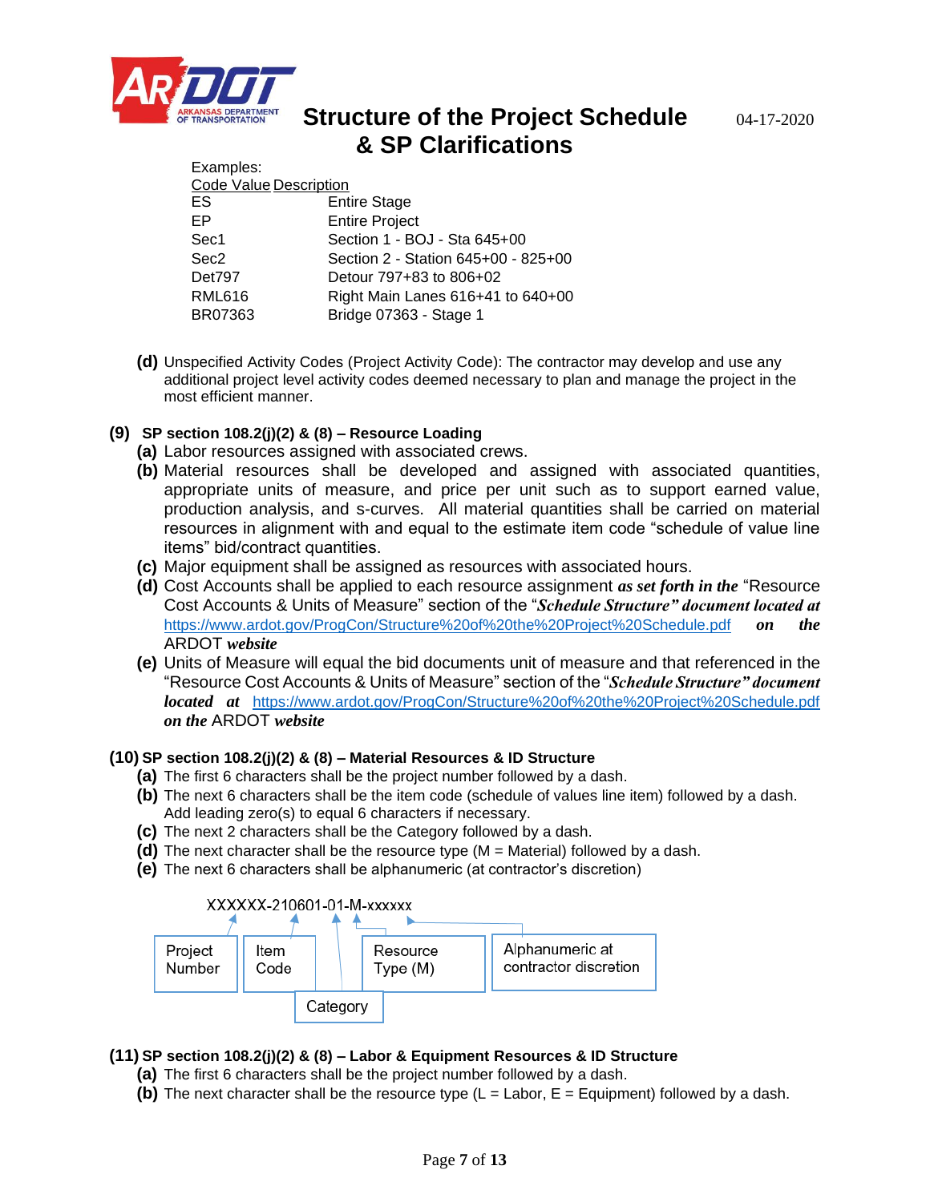Examples:

| Code Value | Description |
|---|---|
| ES | Entire Stage |
| EP | Entire Project |
| Sec1 | Section 1 - BOJ - Sta 645+00 |
| Sec2 | Section 2 - Station 645+00 - 825+00 |
| Det797 | Detour 797+83 to 806+02 |
| RML616 | Right Main Lanes 616+41 to 640+00 |
| BR07363 | Bridge 07363 - Stage 1 |

**(d)** Unspecified Activity Codes (Project Activity Code): The contractor may develop and use any additional project level activity codes deemed necessary to plan and manage the project in the most efficient manner.

**(9) SP section 108.2(j)(2) & (8) – Resource Loading**

**(a)** Labor resources assigned with associated crews.

**(b)** Material resources shall be developed and assigned with associated quantities, appropriate units of measure, and price per unit such as to support earned value, production analysis, and s-curves. All material quantities shall be carried on material resources in alignment with and equal to the estimate item code "schedule of value line items" bid/contract quantities.

**(c)** Major equipment shall be assigned as resources with associated hours.

**(d)** Cost Accounts shall be applied to each resource assignment ***as set forth in the*** "Resource Cost Accounts & Units of Measure" section of the "***Schedule Structure" document located at*** https://www.ardot.gov/ProgCon/Structure%20of%20the%20Project%20Schedule.pdf ***on the*** ARDOT ***website***

**(e)** Units of Measure will equal the bid documents unit of measure and that referenced in the "Resource Cost Accounts & Units of Measure" section of the "***Schedule Structure" document located at*** https://www.ardot.gov/ProgCon/Structure%20of%20the%20Project%20Schedule.pdf ***on the*** ARDOT ***website***

**(10) SP section 108.2(j)(2) & (8) – Material Resources & ID Structure**

**(a)** The first 6 characters shall be the project number followed by a dash.

**(b)** The next 6 characters shall be the item code (schedule of values line item) followed by a dash. Add leading zero(s) to equal 6 characters if necessary.

**(c)** The next 2 characters shall be the Category followed by a dash.

**(d)** The next character shall be the resource type (M = Material) followed by a dash.

**(e)** The next 6 characters shall be alphanumeric (at contractor's discretion)

```
XXXXXX-210601-01-M-xxxxxx
```

| Segment | Meaning |
|---|---|
| XXXXXX | Project Number |
| 210601 | Item Code |
| 01 | Category |
| M | Resource Type (M) |
| xxxxxx | Alphanumeric at contractor discretion |

**(11) SP section 108.2(j)(2) & (8) – Labor & Equipment Resources & ID Structure**

**(a)** The first 6 characters shall be the project number followed by a dash.

**(b)** The next character shall be the resource type (L = Labor, E = Equipment) followed by a dash.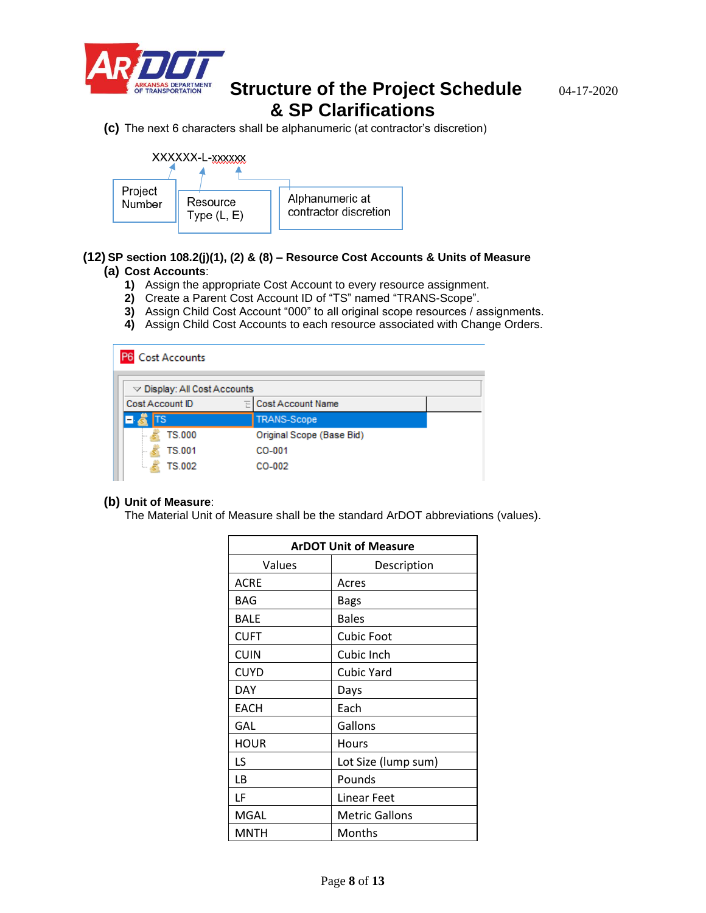**(c)** The next 6 characters shall be alphanumeric (at contractor's discretion)

XXXXXX-L-xxxxxx

Project Number — Resource Type (L, E) — Alphanumeric at contractor discretion

**(12) SP section 108.2(j)(1), (2) & (8) – Resource Cost Accounts & Units of Measure**

**(a) Cost Accounts**:

1) Assign the appropriate Cost Account to every resource assignment.
2) Create a Parent Cost Account ID of "TS" named "TRANS-Scope".
3) Assign Child Cost Account "000" to all original scope resources / assignments.
4) Assign Child Cost Accounts to each resource associated with Change Orders.

P6 Cost Accounts

Display: All Cost Accounts

| Cost Account ID | Cost Account Name |
|---|---|
| TS | TRANS-Scope |
| TS.000 | Original Scope (Base Bid) |
| TS.001 | CO-001 |
| TS.002 | CO-002 |

**(b) Unit of Measure**:

The Material Unit of Measure shall be the standard ArDOT abbreviations (values).

| **ArDOT Unit of Measure** | |
|---|---|
| Values | Description |
| ACRE | Acres |
| BAG | Bags |
| BALE | Bales |
| CUFT | Cubic Foot |
| CUIN | Cubic Inch |
| CUYD | Cubic Yard |
| DAY | Days |
| EACH | Each |
| GAL | Gallons |
| HOUR | Hours |
| LS | Lot Size (lump sum) |
| LB | Pounds |
| LF | Linear Feet |
| MGAL | Metric Gallons |
| MNTH | Months |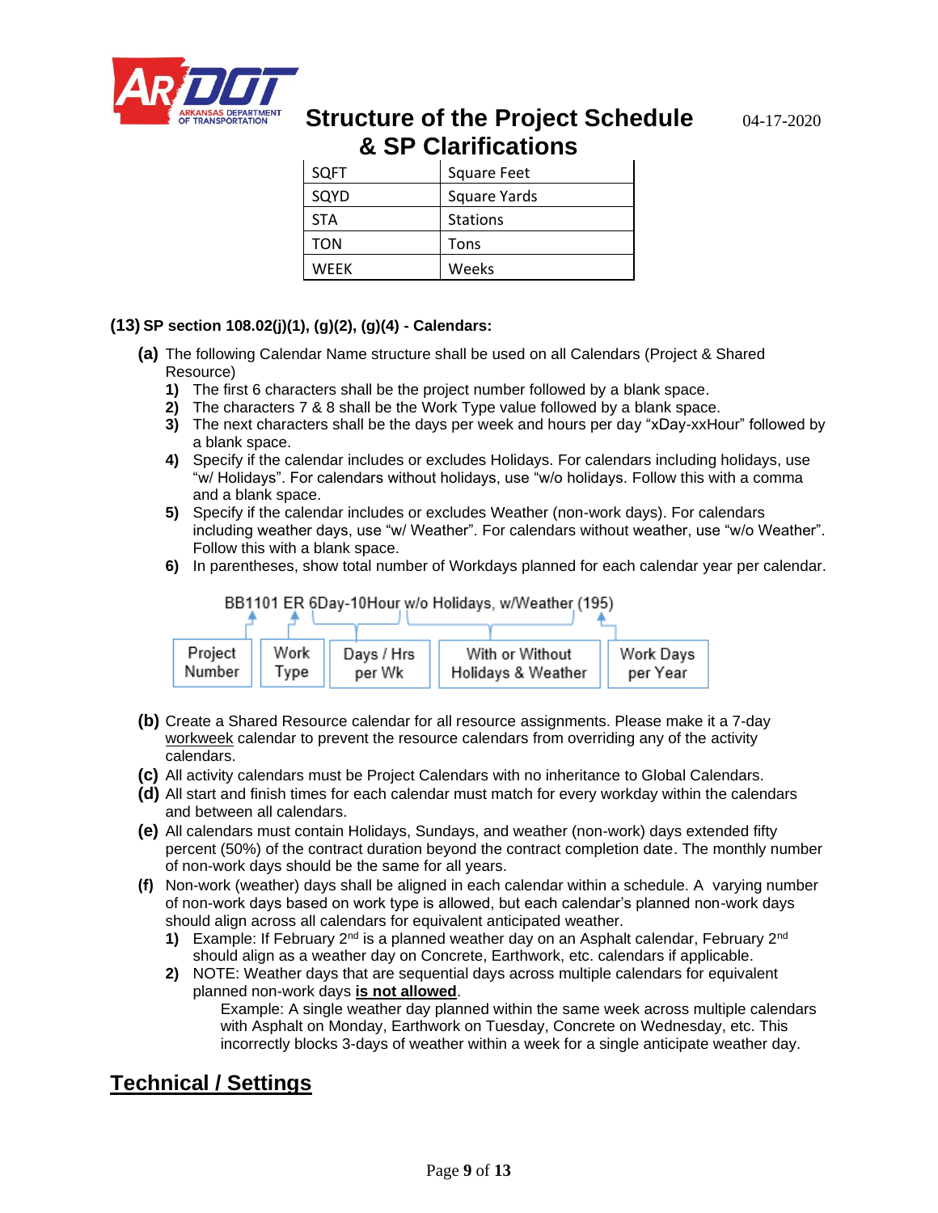| SQFT | Square Feet |
|---|---|
| SQYD | Square Yards |
| STA | Stations |
| TON | Tons |
| WEEK | Weeks |

**(13) SP section 108.02(j)(1), (g)(2), (g)(4) - Calendars:**

**(a)** The following Calendar Name structure shall be used on all Calendars (Project & Shared Resource)

1) The first 6 characters shall be the project number followed by a blank space.
2) The characters 7 & 8 shall be the Work Type value followed by a blank space.
3) The next characters shall be the days per week and hours per day "xDay-xxHour" followed by a blank space.
4) Specify if the calendar includes or excludes Holidays. For calendars including holidays, use "w/ Holidays". For calendars without holidays, use "w/o holidays. Follow this with a comma and a blank space.
5) Specify if the calendar includes or excludes Weather (non-work days). For calendars including weather days, use "w/ Weather". For calendars without weather, use "w/o Weather". Follow this with a blank space.
6) In parentheses, show total number of Workdays planned for each calendar year per calendar.

BB1101 ER 6Day-10Hour w/o Holidays, w/Weather (195)

| Project Number | Work Type | Days / Hrs per Wk | With or Without Holidays & Weather | Work Days per Year |
|---|---|---|---|---|

**(b)** Create a Shared Resource calendar for all resource assignments. Please make it a 7-day workweek calendar to prevent the resource calendars from overriding any of the activity calendars.

**(c)** All activity calendars must be Project Calendars with no inheritance to Global Calendars.

**(d)** All start and finish times for each calendar must match for every workday within the calendars and between all calendars.

**(e)** All calendars must contain Holidays, Sundays, and weather (non-work) days extended fifty percent (50%) of the contract duration beyond the contract completion date. The monthly number of non-work days should be the same for all years.

**(f)** Non-work (weather) days shall be aligned in each calendar within a schedule. A varying number of non-work days based on work type is allowed, but each calendar's planned non-work days should align across all calendars for equivalent anticipated weather.

1) Example: If February 2nd is a planned weather day on an Asphalt calendar, February 2nd should align as a weather day on Concrete, Earthwork, etc. calendars if applicable.
2) NOTE: Weather days that are sequential days across multiple calendars for equivalent planned non-work days **<u>is not allowed</u>**.

   Example: A single weather day planned within the same week across multiple calendars with Asphalt on Monday, Earthwork on Tuesday, Concrete on Wednesday, etc. This incorrectly blocks 3-days of weather within a week for a single anticipate weather day.

## <u>Technical / Settings</u>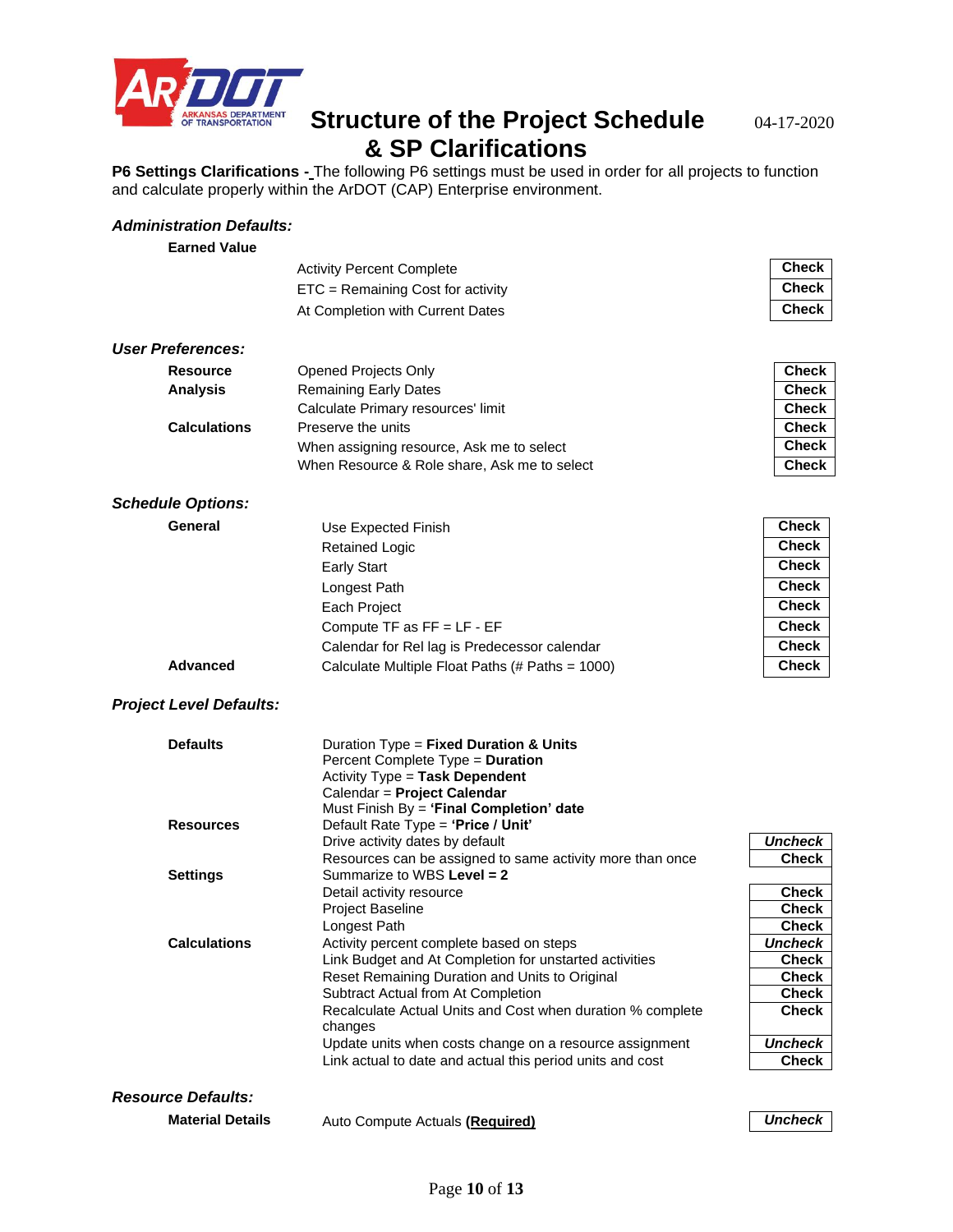# Structure of the Project Schedule & SP Clarifications

04-17-2020

**P6 Settings Clarifications -** The following P6 settings must be used in order for all projects to function and calculate properly within the ArDOT (CAP) Enterprise environment.

### *Administration Defaults:*

| Section | Setting | Value |
|---|---|---|
| **Earned Value** | | |
| | Activity Percent Complete | **Check** |
| | ETC = Remaining Cost for activity | **Check** |
| | At Completion with Current Dates | **Check** |

### *User Preferences:*

| Section | Setting | Value |
|---|---|---|
| **Resource Analysis** | Opened Projects Only | **Check** |
| | Remaining Early Dates | **Check** |
| | Calculate Primary resources' limit | **Check** |
| **Calculations** | Preserve the units | **Check** |
| | When assigning resource, Ask me to select | **Check** |
| | When Resource & Role share, Ask me to select | **Check** |

### *Schedule Options:*

| Section | Setting | Value |
|---|---|---|
| **General** | Use Expected Finish | **Check** |
| | Retained Logic | **Check** |
| | Early Start | **Check** |
| | Longest Path | **Check** |
| | Each Project | **Check** |
| | Compute TF as FF = LF - EF | **Check** |
| | Calendar for Rel lag is Predecessor calendar | **Check** |
| **Advanced** | Calculate Multiple Float Paths (# Paths = 1000) | **Check** |

### *Project Level Defaults:*

| Section | Setting | Value |
|---|---|---|
| **Defaults** | Duration Type = **Fixed Duration & Units** | |
| | Percent Complete Type = **Duration** | |
| | Activity Type = **Task Dependent** | |
| | Calendar = **Project Calendar** | |
| | Must Finish By = **'Final Completion' date** | |
| **Resources** | Default Rate Type = **'Price / Unit'** | |
| | Drive activity dates by default | ***Uncheck*** |
| | Resources can be assigned to same activity more than once | **Check** |
| **Settings** | Summarize to WBS **Level = 2** | |
| | Detail activity resource | **Check** |
| | Project Baseline | **Check** |
| | Longest Path | **Check** |
| **Calculations** | Activity percent complete based on steps | ***Uncheck*** |
| | Link Budget and At Completion for unstarted activities | **Check** |
| | Reset Remaining Duration and Units to Original | **Check** |
| | Subtract Actual from At Completion | **Check** |
| | Recalculate Actual Units and Cost when duration % complete changes | **Check** |
| | Update units when costs change on a resource assignment | ***Uncheck*** |
| | Link actual to date and actual this period units and cost | **Check** |

### *Resource Defaults:*

| Section | Setting | Value |
|---|---|---|
| **Material Details** | Auto Compute Actuals **(Required)** | ***Uncheck*** |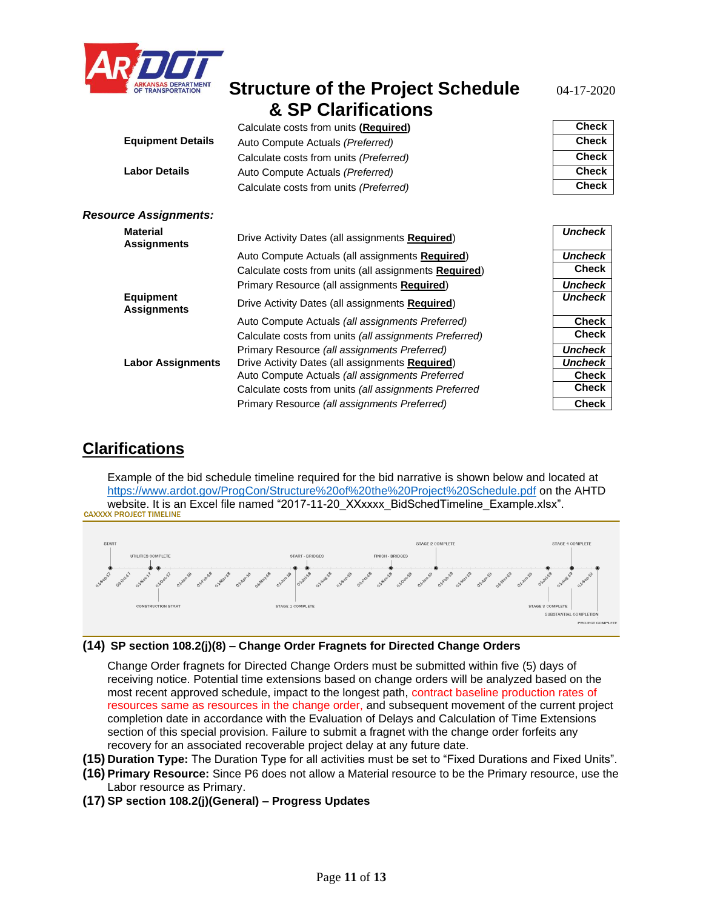# Structure of the Project Schedule & SP Clarifications

04-17-2020

| | | |
|---|---|---|
| | Calculate costs from units (**Required**) | Check |
| **Equipment Details** | Auto Compute Actuals *(Preferred)* | Check |
| | Calculate costs from units *(Preferred)* | Check |
| **Labor Details** | Auto Compute Actuals *(Preferred)* | Check |
| | Calculate costs from units *(Preferred)* | Check |

***Resource Assignments:***

| | | |
|---|---|---|
| **Material Assignments** | Drive Activity Dates (all assignments **Required**) | *Uncheck* |
| | Auto Compute Actuals (all assignments **Required**) | *Uncheck* |
| | Calculate costs from units (all assignments **Required**) | Check |
| | Primary Resource (all assignments **Required**) | *Uncheck* |
| **Equipment Assignments** | Drive Activity Dates (all assignments **Required**) | *Uncheck* |
| | Auto Compute Actuals *(all assignments Preferred)* | Check |
| | Calculate costs from units *(all assignments Preferred)* | Check |
| | Primary Resource *(all assignments Preferred)* | *Uncheck* |
| **Labor Assignments** | Drive Activity Dates (all assignments **Required**) | *Uncheck* |
| | Auto Compute Actuals *(all assignments Preferred* | Check |
| | Calculate costs from units *(all assignments Preferred* | Check |
| | Primary Resource *(all assignments Preferred)* | Check |

## Clarifications

Example of the bid schedule timeline required for the bid narrative is shown below and located at https://www.ardot.gov/ProgCon/Structure%20of%20the%20Project%20Schedule.pdf on the AHTD website. It is an Excel file named "2017-11-20_XXxxxx_BidSchedTimeline_Example.xlsx".

CAXXXX PROJECT TIMELINE

START, UTILITIES COMPLETE, CONSTRUCTION START, START - BRIDGES, STAGE 1 COMPLETE, FINISH - BRIDGES, STAGE 2 COMPLETE, STAGE 3 COMPLETE, STAGE 4 COMPLETE, SUBSTANTIAL COMPLETION, PROJECT COMPLETE

01-Sep-17, 01-Oct-17, 01-Nov-17, 01-Dec-17, 01-Jan-18, 01-Feb-18, 01-Mar-18, 01-Apr-18, 01-May-18, 01-Jun-18, 01-Jul-18, 01-Aug-18, 01-Sep-18, 01-Oct-18, 01-Nov-18, 01-Dec-18, 01-Jan-19, 01-Feb-19, 01-Mar-19, 01-Apr-19, 01-May-19, 01-Jun-19, 01-Jul-19, 01-Aug-19, 01-Sep-19

**(14) SP section 108.2(j)(8) – Change Order Fragnets for Directed Change Orders**

Change Order fragnets for Directed Change Orders must be submitted within five (5) days of receiving notice. Potential time extensions based on change orders will be analyzed based on the most recent approved schedule, impact to the longest path, contract baseline production rates of resources same as resources in the change order, and subsequent movement of the current project completion date in accordance with the Evaluation of Delays and Calculation of Time Extensions section of this special provision. Failure to submit a fragnet with the change order forfeits any recovery for an associated recoverable project delay at any future date.

**(15) Duration Type:** The Duration Type for all activities must be set to "Fixed Durations and Fixed Units".

**(16) Primary Resource:** Since P6 does not allow a Material resource to be the Primary resource, use the Labor resource as Primary.

**(17) SP section 108.2(j)(General) – Progress Updates**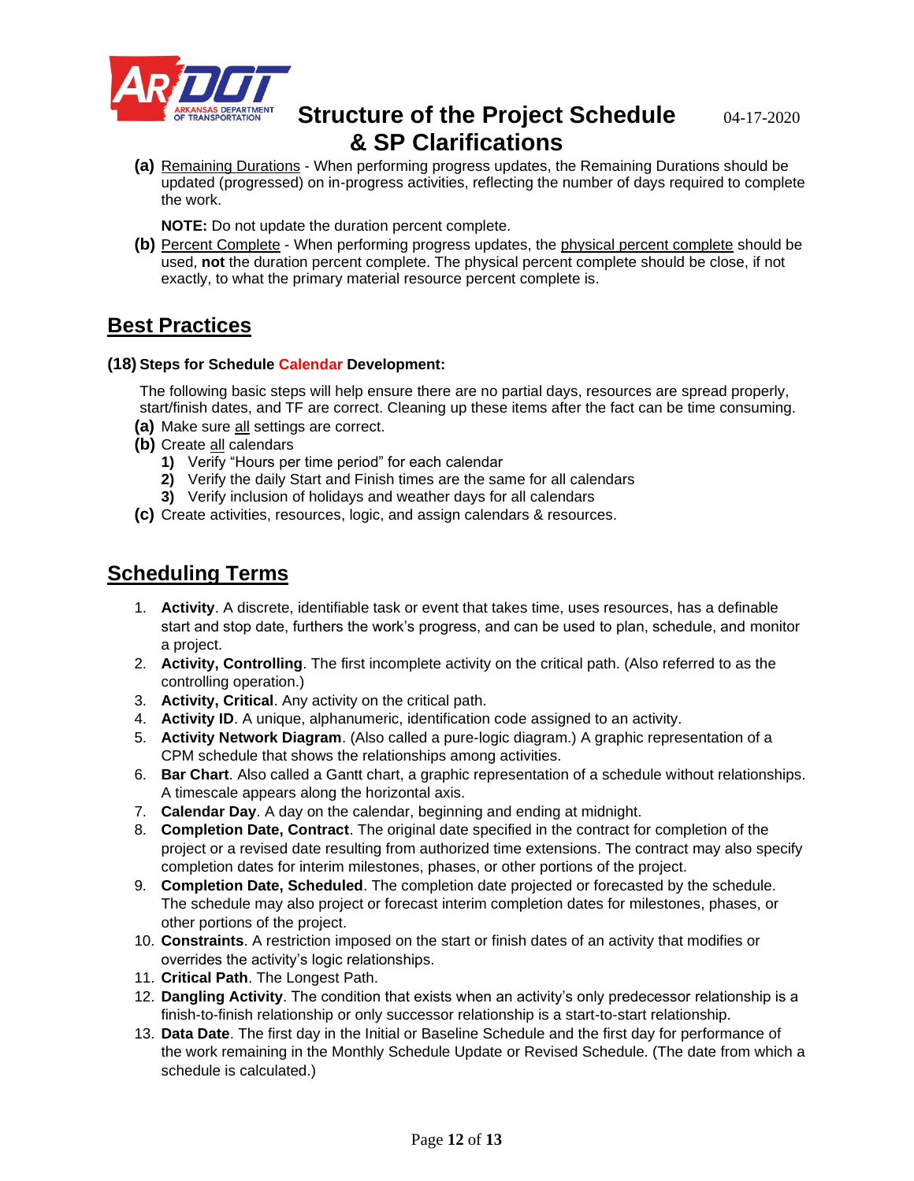**(a)** Remaining Durations - When performing progress updates, the Remaining Durations should be updated (progressed) on in-progress activities, reflecting the number of days required to complete the work.

**NOTE:** Do not update the duration percent complete.

**(b)** Percent Complete - When performing progress updates, the physical percent complete should be used, **not** the duration percent complete. The physical percent complete should be close, if not exactly, to what the primary material resource percent complete is.

## Best Practices

**(18) Steps for Schedule Calendar Development:**

The following basic steps will help ensure there are no partial days, resources are spread properly, start/finish dates, and TF are correct. Cleaning up these items after the fact can be time consuming.

**(a)** Make sure all settings are correct.

**(b)** Create all calendars

1) Verify "Hours per time period" for each calendar
2) Verify the daily Start and Finish times are the same for all calendars
3) Verify inclusion of holidays and weather days for all calendars

**(c)** Create activities, resources, logic, and assign calendars & resources.

## Scheduling Terms

1. **Activity**. A discrete, identifiable task or event that takes time, uses resources, has a definable start and stop date, furthers the work's progress, and can be used to plan, schedule, and monitor a project.
2. **Activity, Controlling**. The first incomplete activity on the critical path. (Also referred to as the controlling operation.)
3. **Activity, Critical**. Any activity on the critical path.
4. **Activity ID**. A unique, alphanumeric, identification code assigned to an activity.
5. **Activity Network Diagram**. (Also called a pure-logic diagram.) A graphic representation of a CPM schedule that shows the relationships among activities.
6. **Bar Chart**. Also called a Gantt chart, a graphic representation of a schedule without relationships. A timescale appears along the horizontal axis.
7. **Calendar Day**. A day on the calendar, beginning and ending at midnight.
8. **Completion Date, Contract**. The original date specified in the contract for completion of the project or a revised date resulting from authorized time extensions. The contract may also specify completion dates for interim milestones, phases, or other portions of the project.
9. **Completion Date, Scheduled**. The completion date projected or forecasted by the schedule. The schedule may also project or forecast interim completion dates for milestones, phases, or other portions of the project.
10. **Constraints**. A restriction imposed on the start or finish dates of an activity that modifies or overrides the activity's logic relationships.
11. **Critical Path**. The Longest Path.
12. **Dangling Activity**. The condition that exists when an activity's only predecessor relationship is a finish-to-finish relationship or only successor relationship is a start-to-start relationship.
13. **Data Date**. The first day in the Initial or Baseline Schedule and the first day for performance of the work remaining in the Monthly Schedule Update or Revised Schedule. (The date from which a schedule is calculated.)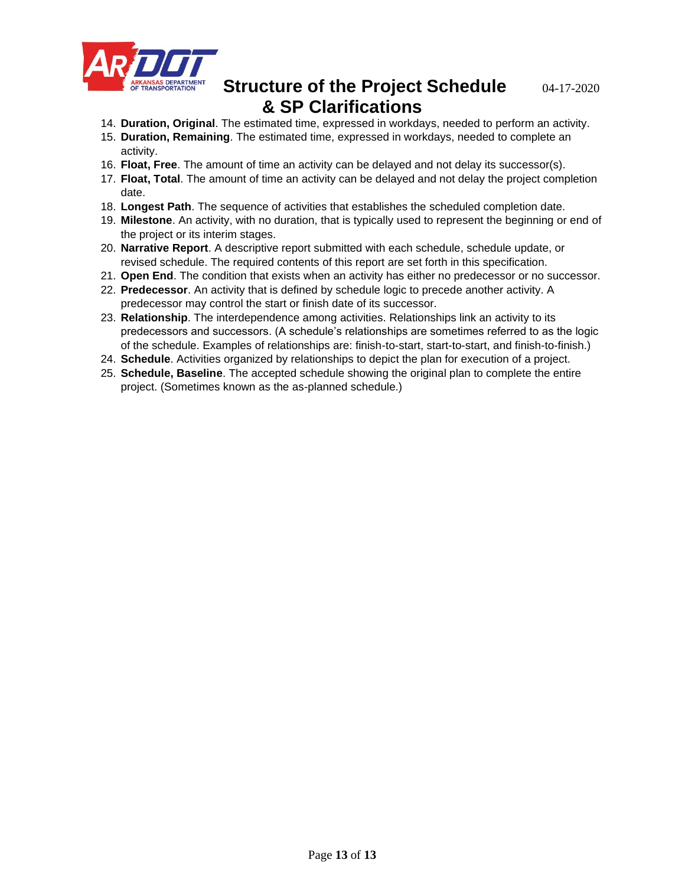14. **Duration, Original**. The estimated time, expressed in workdays, needed to perform an activity.
15. **Duration, Remaining**. The estimated time, expressed in workdays, needed to complete an activity.
16. **Float, Free**. The amount of time an activity can be delayed and not delay its successor(s).
17. **Float, Total**. The amount of time an activity can be delayed and not delay the project completion date.
18. **Longest Path**. The sequence of activities that establishes the scheduled completion date.
19. **Milestone**. An activity, with no duration, that is typically used to represent the beginning or end of the project or its interim stages.
20. **Narrative Report**. A descriptive report submitted with each schedule, schedule update, or revised schedule. The required contents of this report are set forth in this specification.
21. **Open End**. The condition that exists when an activity has either no predecessor or no successor.
22. **Predecessor**. An activity that is defined by schedule logic to precede another activity. A predecessor may control the start or finish date of its successor.
23. **Relationship**. The interdependence among activities. Relationships link an activity to its predecessors and successors. (A schedule's relationships are sometimes referred to as the logic of the schedule. Examples of relationships are: finish-to-start, start-to-start, and finish-to-finish.)
24. **Schedule**. Activities organized by relationships to depict the plan for execution of a project.
25. **Schedule, Baseline**. The accepted schedule showing the original plan to complete the entire project. (Sometimes known as the as-planned schedule.)